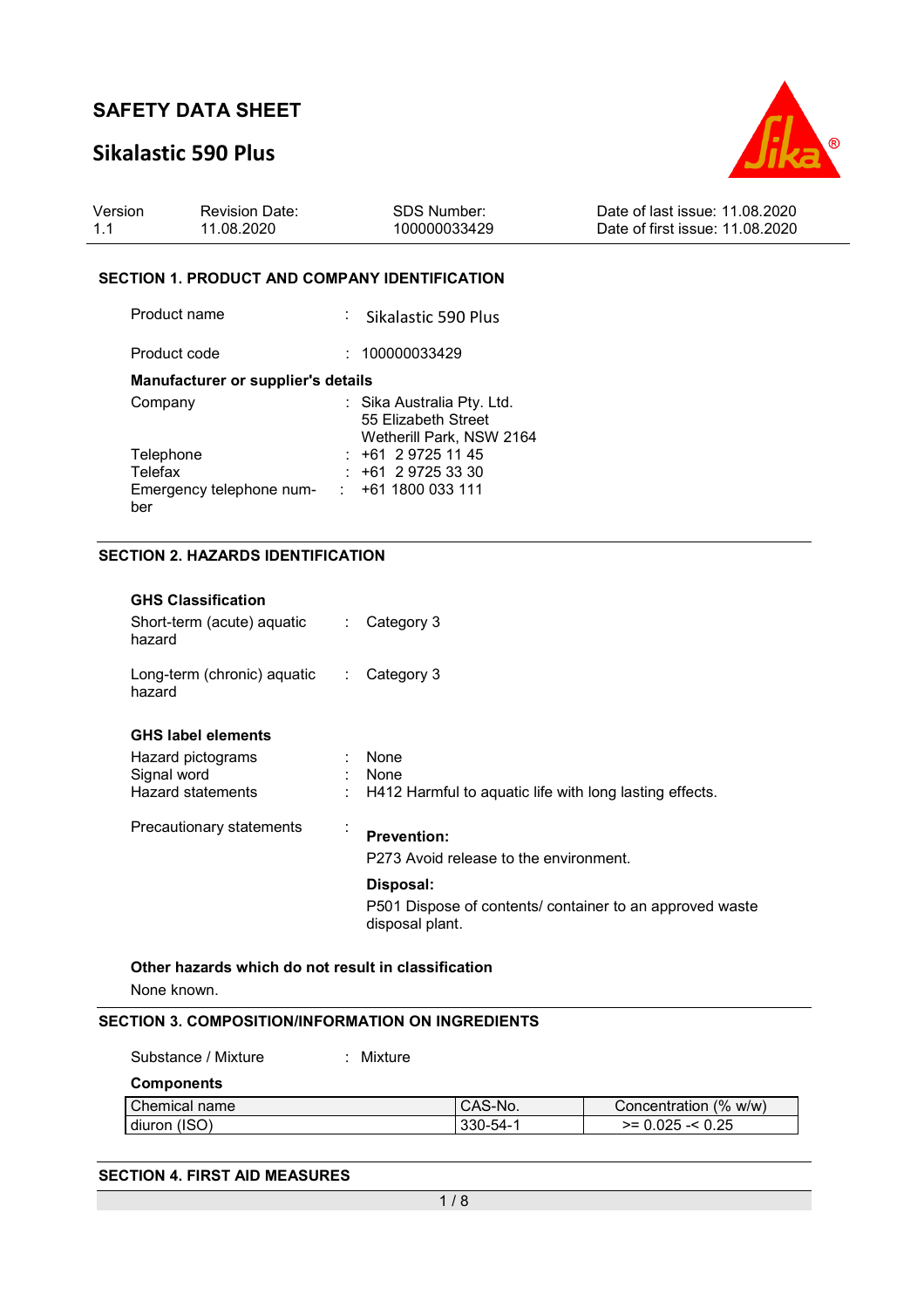# SAFETY DATA SHEET

## Sikalastic 590 Plus

| Version | Revision Date: | SDS Number: | Date of last issue: 11.08.2020 |
|---|---|---|---|
| 1.1 | 11.08.2020 | 100000033429 | Date of first issue: 11.08.2020 |

### SECTION 1. PRODUCT AND COMPANY IDENTIFICATION

Product name : Sikalastic 590 Plus

Product code : 100000033429

**Manufacturer or supplier's details**

Company : Sika Australia Pty. Ltd.
55 Elizabeth Street
Wetherill Park, NSW 2164

Telephone : +61 2 9725 11 45

Telefax : +61 2 9725 33 30

Emergency telephone number : +61 1800 033 111

### SECTION 2. HAZARDS IDENTIFICATION

**GHS Classification**

Short-term (acute) aquatic hazard : Category 3

Long-term (chronic) aquatic hazard : Category 3

**GHS label elements**

Hazard pictograms : None

Signal word : None

Hazard statements : H412 Harmful to aquatic life with long lasting effects.

Precautionary statements :

**Prevention:**

P273 Avoid release to the environment.

**Disposal:**

P501 Dispose of contents/ container to an approved waste disposal plant.

**Other hazards which do not result in classification**

None known.

### SECTION 3. COMPOSITION/INFORMATION ON INGREDIENTS

Substance / Mixture : Mixture

**Components**

| Chemical name | CAS-No. | Concentration (% w/w) |
|---|---|---|
| diuron (ISO) | 330-54-1 | >= 0.025 -< 0.25 |

### SECTION 4. FIRST AID MEASURES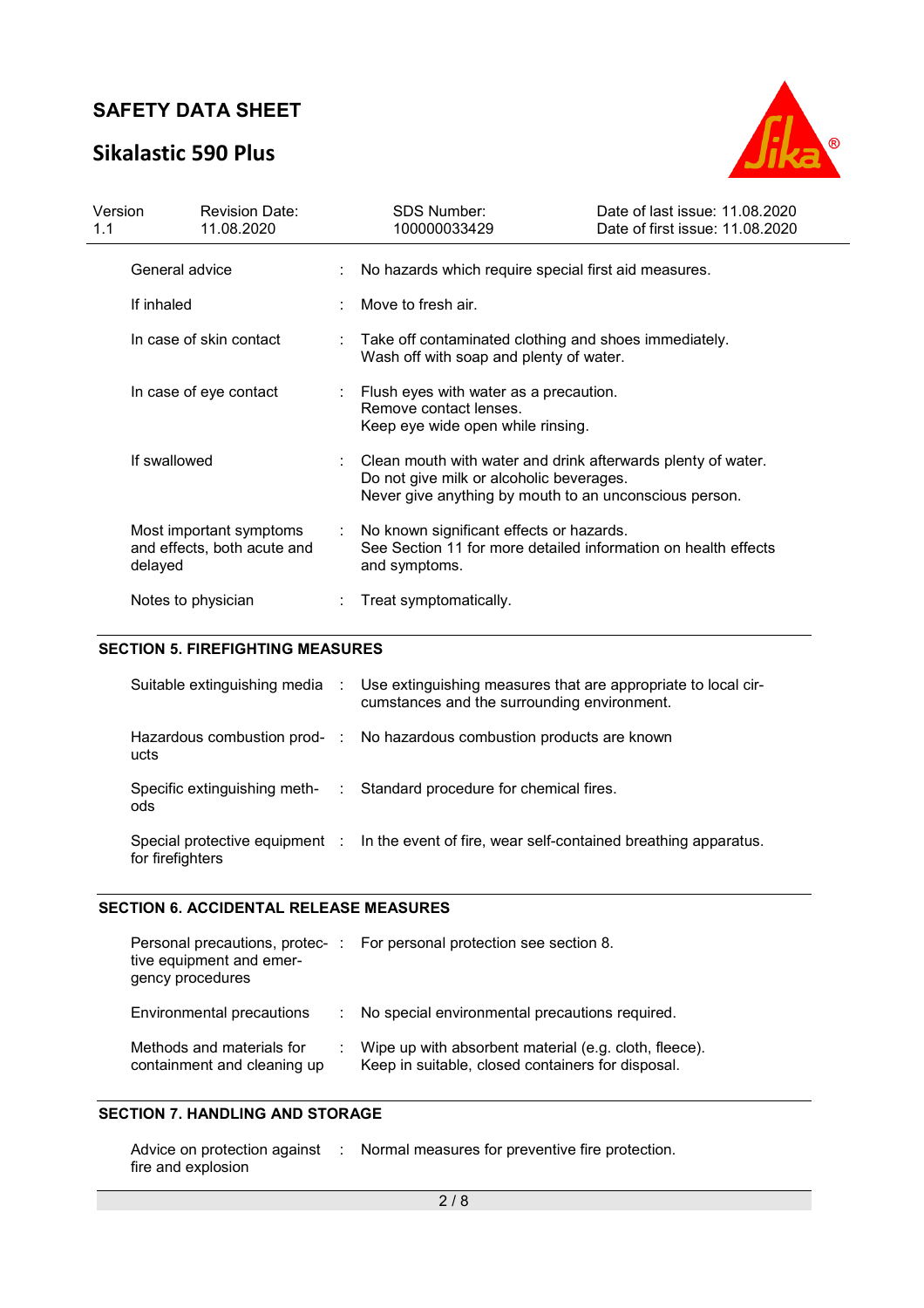| | |
|---|---|
| General advice | No hazards which require special first aid measures. |
| If inhaled | Move to fresh air. |
| In case of skin contact | Take off contaminated clothing and shoes immediately.<br>Wash off with soap and plenty of water. |
| In case of eye contact | Flush eyes with water as a precaution.<br>Remove contact lenses.<br>Keep eye wide open while rinsing. |
| If swallowed | Clean mouth with water and drink afterwards plenty of water.<br>Do not give milk or alcoholic beverages.<br>Never give anything by mouth to an unconscious person. |
| Most important symptoms and effects, both acute and delayed | No known significant effects or hazards.<br>See Section 11 for more detailed information on health effects and symptoms. |
| Notes to physician | Treat symptomatically. |

## SECTION 5. FIREFIGHTING MEASURES

| | |
|---|---|
| Suitable extinguishing media | Use extinguishing measures that are appropriate to local circumstances and the surrounding environment. |
| Hazardous combustion products | No hazardous combustion products are known |
| Specific extinguishing methods | Standard procedure for chemical fires. |
| Special protective equipment for firefighters | In the event of fire, wear self-contained breathing apparatus. |

## SECTION 6. ACCIDENTAL RELEASE MEASURES

| | |
|---|---|
| Personal precautions, protective equipment and emergency procedures | For personal protection see section 8. |
| Environmental precautions | No special environmental precautions required. |
| Methods and materials for containment and cleaning up | Wipe up with absorbent material (e.g. cloth, fleece).<br>Keep in suitable, closed containers for disposal. |

## SECTION 7. HANDLING AND STORAGE

| | |
|---|---|
| Advice on protection against fire and explosion | Normal measures for preventive fire protection. |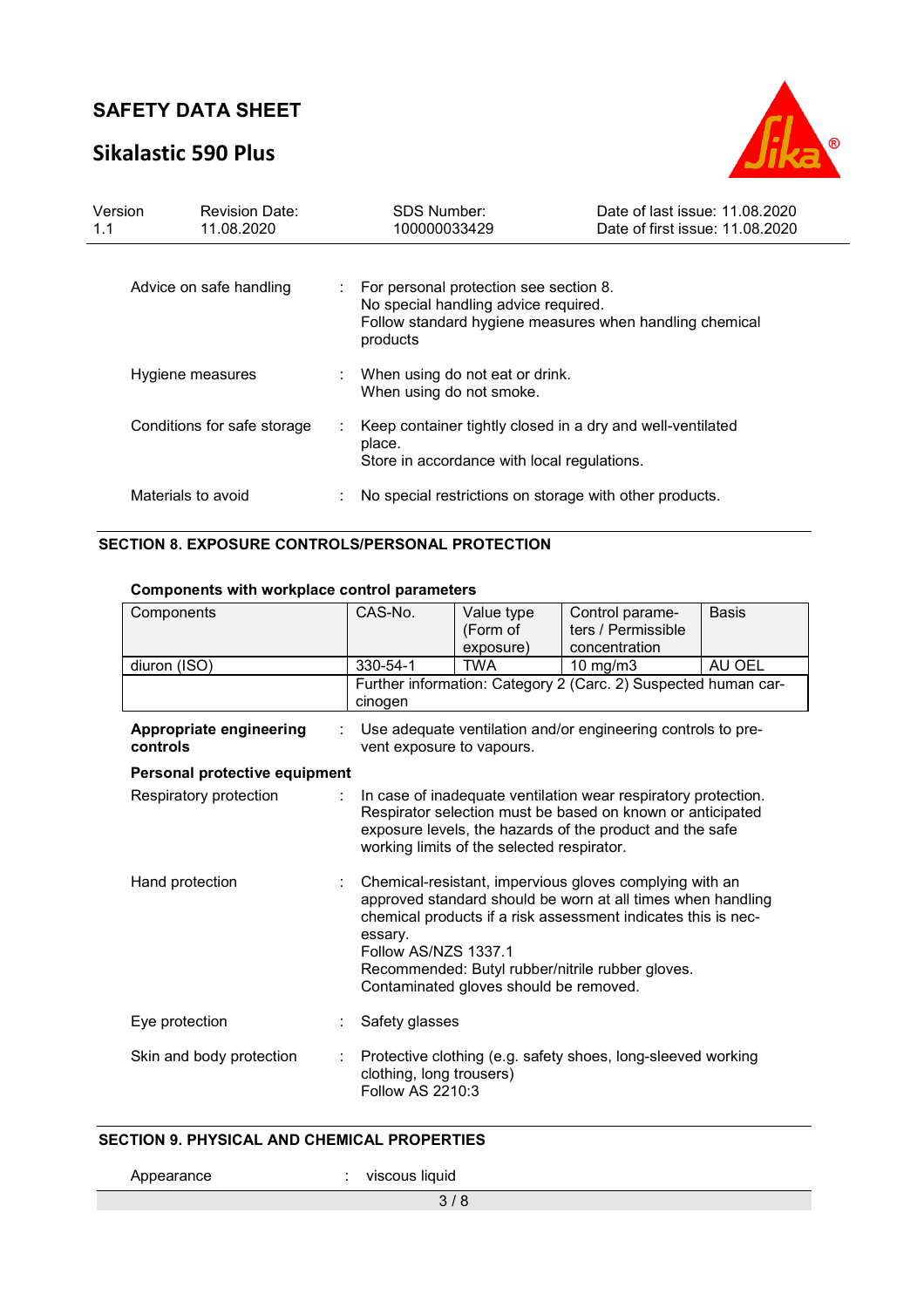| | | |
|---|---|---|
| Advice on safe handling | : | For personal protection see section 8.<br>No special handling advice required.<br>Follow standard hygiene measures when handling chemical products |
| Hygiene measures | : | When using do not eat or drink.<br>When using do not smoke. |
| Conditions for safe storage | : | Keep container tightly closed in a dry and well-ventilated place.<br>Store in accordance with local regulations. |
| Materials to avoid | : | No special restrictions on storage with other products. |

## SECTION 8. EXPOSURE CONTROLS/PERSONAL PROTECTION

**Components with workplace control parameters**

| Components | CAS-No. | Value type (Form of exposure) | Control parameters / Permissible concentration | Basis |
|---|---|---|---|---|
| diuron (ISO) | 330-54-1 | TWA | 10 mg/m3 | AU OEL |
| | Further information: Category 2 (Carc. 2) Suspected human carcinogen | | | |

**Appropriate engineering controls** : Use adequate ventilation and/or engineering controls to prevent exposure to vapours.

**Personal protective equipment**

| | | |
|---|---|---|
| Respiratory protection | : | In case of inadequate ventilation wear respiratory protection.<br>Respirator selection must be based on known or anticipated exposure levels, the hazards of the product and the safe working limits of the selected respirator. |
| Hand protection | : | Chemical-resistant, impervious gloves complying with an approved standard should be worn at all times when handling chemical products if a risk assessment indicates this is necessary.<br>Follow AS/NZS 1337.1<br>Recommended: Butyl rubber/nitrile rubber gloves.<br>Contaminated gloves should be removed. |
| Eye protection | : | Safety glasses |
| Skin and body protection | : | Protective clothing (e.g. safety shoes, long-sleeved working clothing, long trousers)<br>Follow AS 2210:3 |

## SECTION 9. PHYSICAL AND CHEMICAL PROPERTIES

Appearance : viscous liquid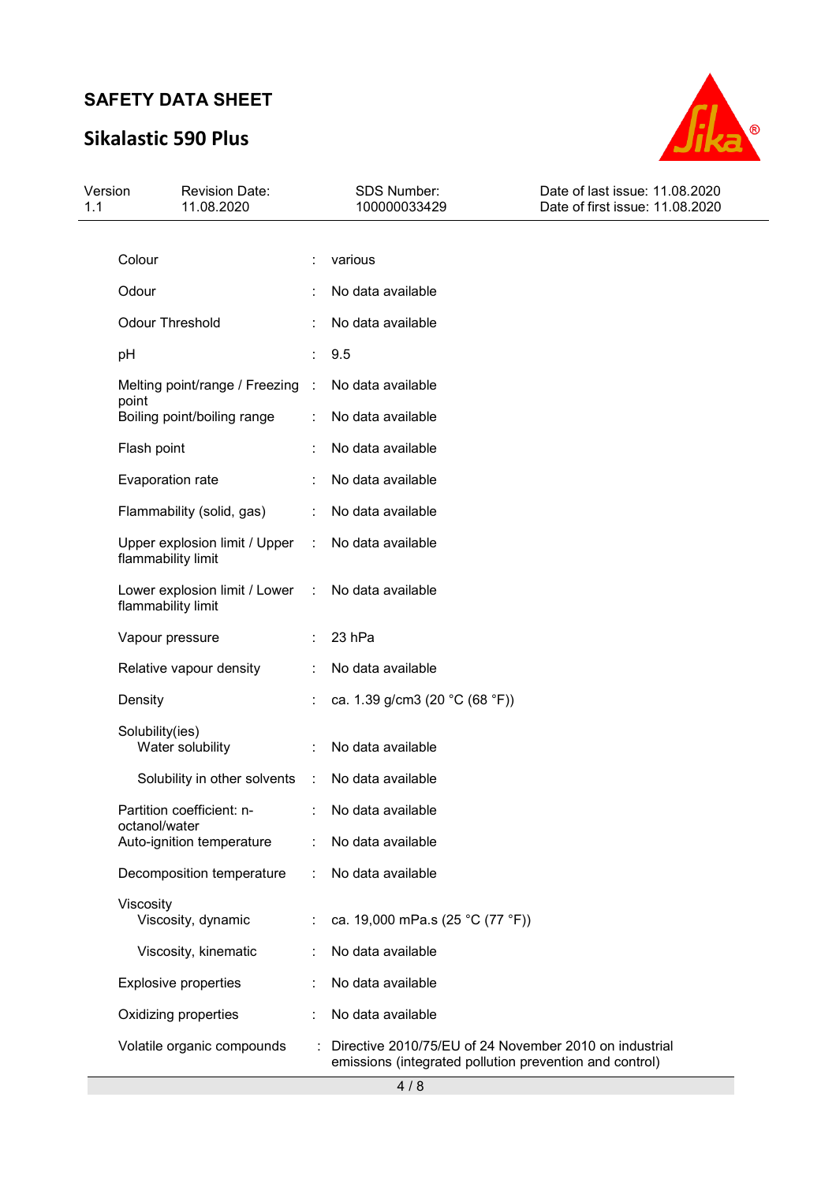| Property | | Value |
|---|---|---|
| Colour | : | various |
| Odour | : | No data available |
| Odour Threshold | : | No data available |
| pH | : | 9.5 |
| Melting point/range / Freezing point | : | No data available |
| Boiling point/boiling range | : | No data available |
| Flash point | : | No data available |
| Evaporation rate | : | No data available |
| Flammability (solid, gas) | : | No data available |
| Upper explosion limit / Upper flammability limit | : | No data available |
| Lower explosion limit / Lower flammability limit | : | No data available |
| Vapour pressure | : | 23 hPa |
| Relative vapour density | : | No data available |
| Density | : | ca. 1.39 g/cm3 (20 °C (68 °F)) |
| Solubility(ies) | | |
| Water solubility | : | No data available |
| Solubility in other solvents | : | No data available |
| Partition coefficient: n-octanol/water | : | No data available |
| Auto-ignition temperature | : | No data available |
| Decomposition temperature | : | No data available |
| Viscosity | | |
| Viscosity, dynamic | : | ca. 19,000 mPa.s (25 °C (77 °F)) |
| Viscosity, kinematic | : | No data available |
| Explosive properties | : | No data available |
| Oxidizing properties | : | No data available |
| Volatile organic compounds | : | Directive 2010/75/EU of 24 November 2010 on industrial emissions (integrated pollution prevention and control) |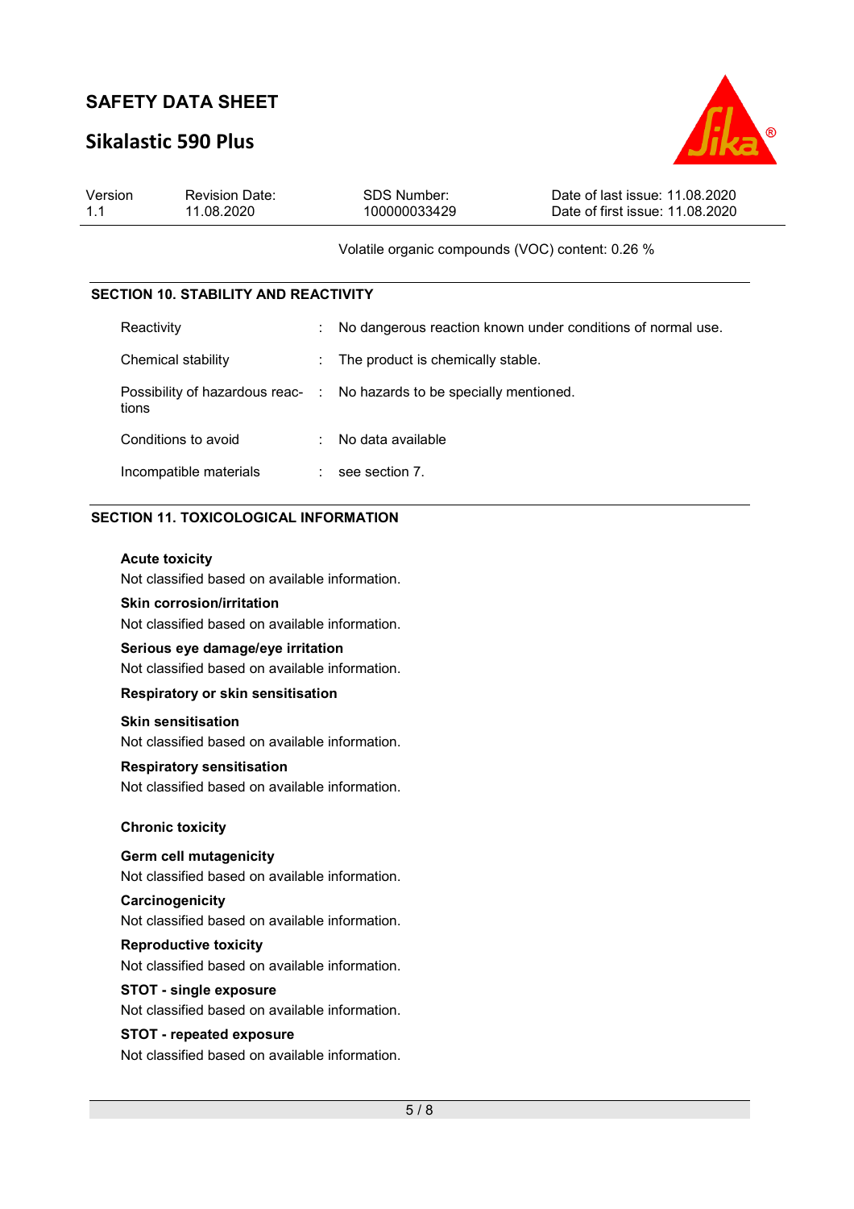Volatile organic compounds (VOC) content: 0.26 %

## SECTION 10. STABILITY AND REACTIVITY

| | | |
|---|---|---|
| Reactivity | : | No dangerous reaction known under conditions of normal use. |
| Chemical stability | : | The product is chemically stable. |
| Possibility of hazardous reactions | : | No hazards to be specially mentioned. |
| Conditions to avoid | : | No data available |
| Incompatible materials | : | see section 7. |

## SECTION 11. TOXICOLOGICAL INFORMATION

**Acute toxicity**
Not classified based on available information.

**Skin corrosion/irritation**
Not classified based on available information.

**Serious eye damage/eye irritation**
Not classified based on available information.

**Respiratory or skin sensitisation**

**Skin sensitisation**
Not classified based on available information.

**Respiratory sensitisation**
Not classified based on available information.

**Chronic toxicity**

**Germ cell mutagenicity**
Not classified based on available information.

**Carcinogenicity**
Not classified based on available information.

**Reproductive toxicity**
Not classified based on available information.

**STOT - single exposure**
Not classified based on available information.

**STOT - repeated exposure**
Not classified based on available information.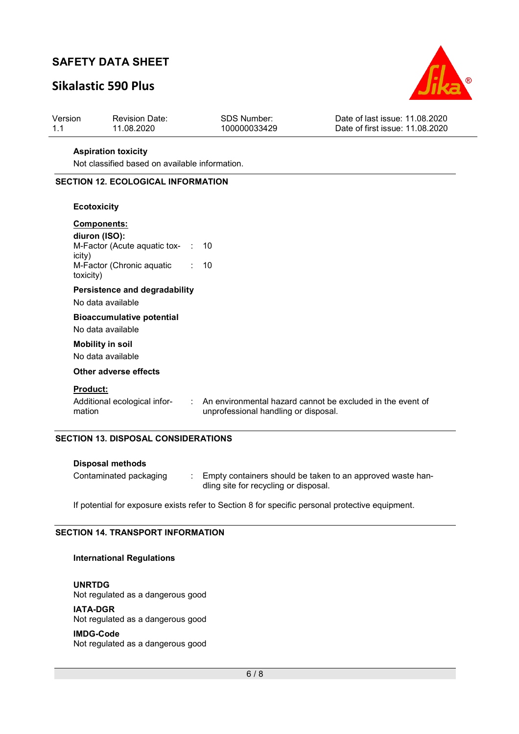**Aspiration toxicity**

Not classified based on available information.

## SECTION 12. ECOLOGICAL INFORMATION

**Ecotoxicity**

**Components:**

**diuron (ISO):**

M-Factor (Acute aquatic toxicity) : 10

M-Factor (Chronic aquatic toxicity) : 10

**Persistence and degradability**

No data available

**Bioaccumulative potential**

No data available

**Mobility in soil**

No data available

**Other adverse effects**

**Product:**

Additional ecological information : An environmental hazard cannot be excluded in the event of unprofessional handling or disposal.

## SECTION 13. DISPOSAL CONSIDERATIONS

**Disposal methods**

Contaminated packaging : Empty containers should be taken to an approved waste handling site for recycling or disposal.

If potential for exposure exists refer to Section 8 for specific personal protective equipment.

## SECTION 14. TRANSPORT INFORMATION

**International Regulations**

**UNRTDG**

Not regulated as a dangerous good

**IATA-DGR**

Not regulated as a dangerous good

**IMDG-Code**

Not regulated as a dangerous good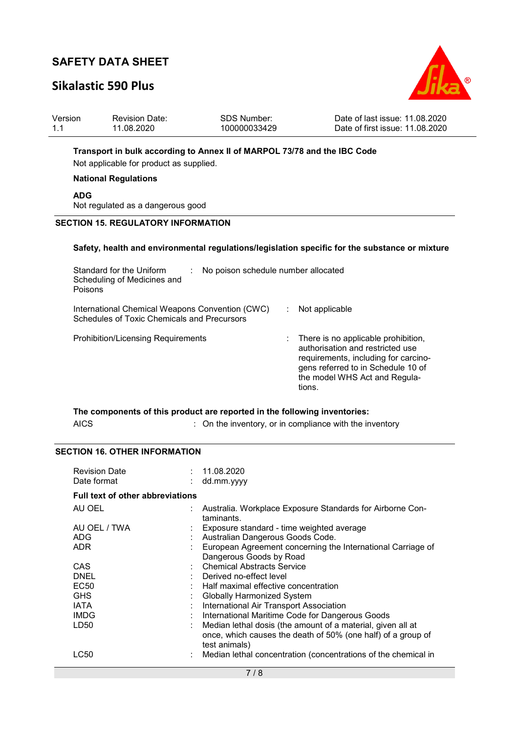**Transport in bulk according to Annex II of MARPOL 73/78 and the IBC Code**

Not applicable for product as supplied.

**National Regulations**

**ADG**

Not regulated as a dangerous good

## SECTION 15. REGULATORY INFORMATION

**Safety, health and environmental regulations/legislation specific for the substance or mixture**

| | | |
|---|---|---|
| Standard for the Uniform Scheduling of Medicines and Poisons | : | No poison schedule number allocated |
| International Chemical Weapons Convention (CWC) Schedules of Toxic Chemicals and Precursors | : | Not applicable |
| Prohibition/Licensing Requirements | : | There is no applicable prohibition, authorisation and restricted use requirements, including for carcinogens referred to in Schedule 10 of the model WHS Act and Regulations. |

**The components of this product are reported in the following inventories:**

| | | |
|---|---|---|
| AICS | : | On the inventory, or in compliance with the inventory |

## SECTION 16. OTHER INFORMATION

| | | |
|---|---|---|
| Revision Date | : | 11.08.2020 |
| Date format | : | dd.mm.yyyy |

**Full text of other abbreviations**

| | | |
|---|---|---|
| AU OEL | : | Australia. Workplace Exposure Standards for Airborne Contaminants. |
| AU OEL / TWA | : | Exposure standard - time weighted average |
| ADG | : | Australian Dangerous Goods Code. |
| ADR | : | European Agreement concerning the International Carriage of Dangerous Goods by Road |
| CAS | : | Chemical Abstracts Service |
| DNEL | : | Derived no-effect level |
| EC50 | : | Half maximal effective concentration |
| GHS | : | Globally Harmonized System |
| IATA | : | International Air Transport Association |
| IMDG | : | International Maritime Code for Dangerous Goods |
| LD50 | : | Median lethal dosis (the amount of a material, given all at once, which causes the death of 50% (one half) of a group of test animals) |
| LC50 | : | Median lethal concentration (concentrations of the chemical in |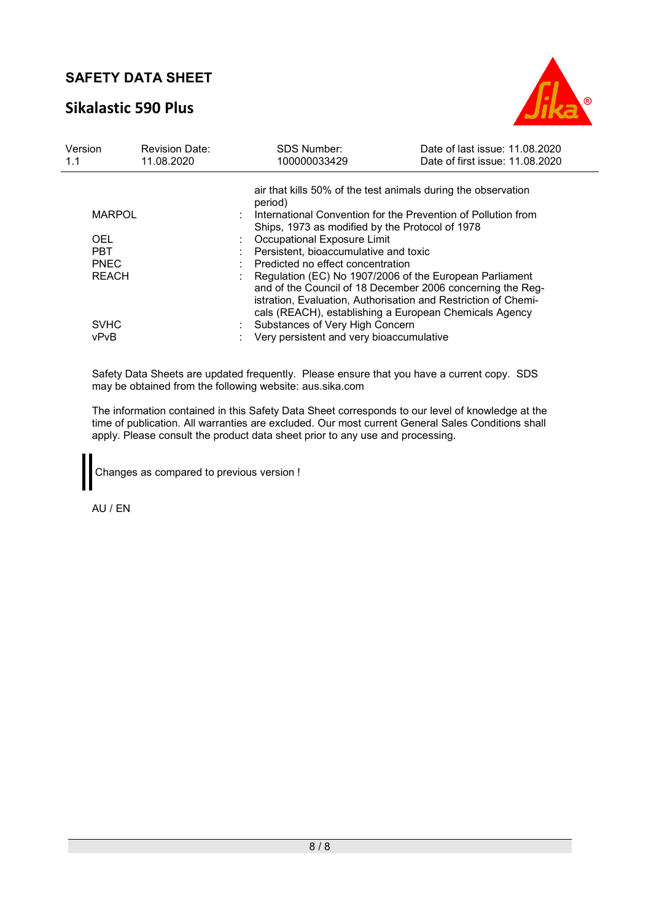air that kills 50% of the test animals during the observation period)

| | | |
|---|---|---|
| MARPOL | : | International Convention for the Prevention of Pollution from Ships, 1973 as modified by the Protocol of 1978 |
| OEL | : | Occupational Exposure Limit |
| PBT | : | Persistent, bioaccumulative and toxic |
| PNEC | : | Predicted no effect concentration |
| REACH | : | Regulation (EC) No 1907/2006 of the European Parliament and of the Council of 18 December 2006 concerning the Registration, Evaluation, Authorisation and Restriction of Chemicals (REACH), establishing a European Chemicals Agency |
| SVHC | : | Substances of Very High Concern |
| vPvB | : | Very persistent and very bioaccumulative |

Safety Data Sheets are updated frequently. Please ensure that you have a current copy. SDS may be obtained from the following website: aus.sika.com

The information contained in this Safety Data Sheet corresponds to our level of knowledge at the time of publication. All warranties are excluded. Our most current General Sales Conditions shall apply. Please consult the product data sheet prior to any use and processing.

Changes as compared to previous version !

AU / EN